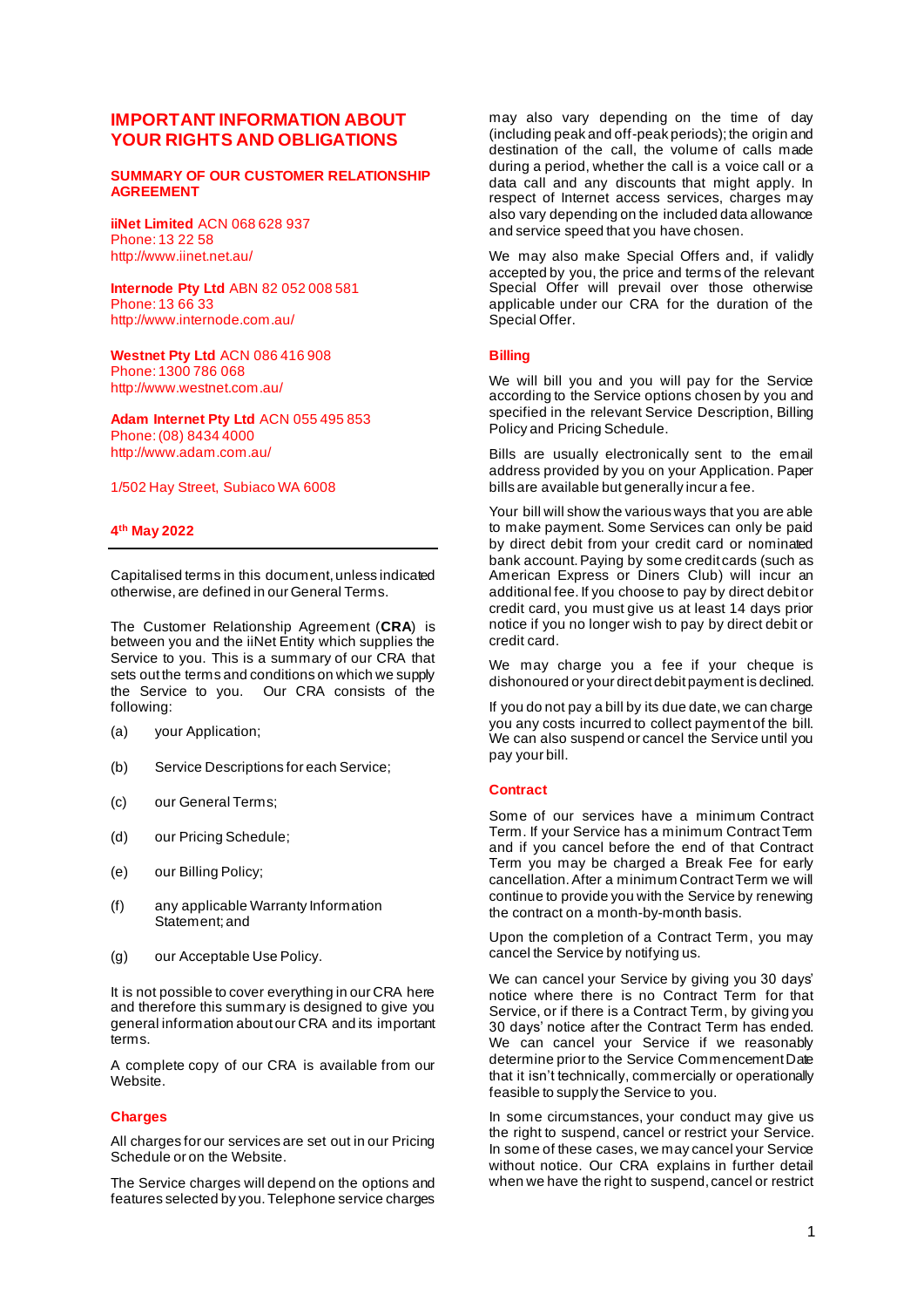# IMPORTANT INFORMATION ABOUT YOUR RIGHTS AND OBLIGATIONS

## SUMMARY OF OUR CUSTOMER RELATIONSHIP AGREEMENT

**iiNet Limited** ACN 068 628 937
Phone: 13 22 58
http://www.iinet.net.au/

**Internode Pty Ltd** ABN 82 052 008 581
Phone: 13 66 33
http://www.internode.com.au/

**Westnet Pty Ltd** ACN 086 416 908
Phone: 1300 786 068
http://www.westnet.com.au/

**Adam Internet Pty Ltd** ACN 055 495 853
Phone: (08) 8434 4000
http://www.adam.com.au/

1/502 Hay Street, Subiaco WA 6008

**4th May 2022**

---

Capitalised terms in this document, unless indicated otherwise, are defined in our General Terms.

The Customer Relationship Agreement (**CRA**) is between you and the iiNet Entity which supplies the Service to you. This is a summary of our CRA that sets out the terms and conditions on which we supply the Service to you. Our CRA consists of the following:

(a) your Application;

(b) Service Descriptions for each Service;

(c) our General Terms;

(d) our Pricing Schedule;

(e) our Billing Policy;

(f) any applicable Warranty Information Statement; and

(g) our Acceptable Use Policy.

It is not possible to cover everything in our CRA here and therefore this summary is designed to give you general information about our CRA and its important terms.

A complete copy of our CRA is available from our Website.

### Charges

All charges for our services are set out in our Pricing Schedule or on the Website.

The Service charges will depend on the options and features selected by you. Telephone service charges may also vary depending on the time of day (including peak and off-peak periods); the origin and destination of the call, the volume of calls made during a period, whether the call is a voice call or a data call and any discounts that might apply. In respect of Internet access services, charges may also vary depending on the included data allowance and service speed that you have chosen.

We may also make Special Offers and, if validly accepted by you, the price and terms of the relevant Special Offer will prevail over those otherwise applicable under our CRA for the duration of the Special Offer.

### Billing

We will bill you and you will pay for the Service according to the Service options chosen by you and specified in the relevant Service Description, Billing Policy and Pricing Schedule.

Bills are usually electronically sent to the email address provided by you on your Application. Paper bills are available but generally incur a fee.

Your bill will show the various ways that you are able to make payment. Some Services can only be paid by direct debit from your credit card or nominated bank account. Paying by some credit cards (such as American Express or Diners Club) will incur an additional fee. If you choose to pay by direct debit or credit card, you must give us at least 14 days prior notice if you no longer wish to pay by direct debit or credit card.

We may charge you a fee if your cheque is dishonoured or your direct debit payment is declined.

If you do not pay a bill by its due date, we can charge you any costs incurred to collect payment of the bill. We can also suspend or cancel the Service until you pay your bill.

### Contract

Some of our services have a minimum Contract Term. If your Service has a minimum Contract Term and if you cancel before the end of that Contract Term you may be charged a Break Fee for early cancellation. After a minimum Contract Term we will continue to provide you with the Service by renewing the contract on a month-by-month basis.

Upon the completion of a Contract Term, you may cancel the Service by notifying us.

We can cancel your Service by giving you 30 days' notice where there is no Contract Term for that Service, or if there is a Contract Term, by giving you 30 days' notice after the Contract Term has ended. We can cancel your Service if we reasonably determine prior to the Service Commencement Date that it isn't technically, commercially or operationally feasible to supply the Service to you.

In some circumstances, your conduct may give us the right to suspend, cancel or restrict your Service. In some of these cases, we may cancel your Service without notice. Our CRA explains in further detail when we have the right to suspend, cancel or restrict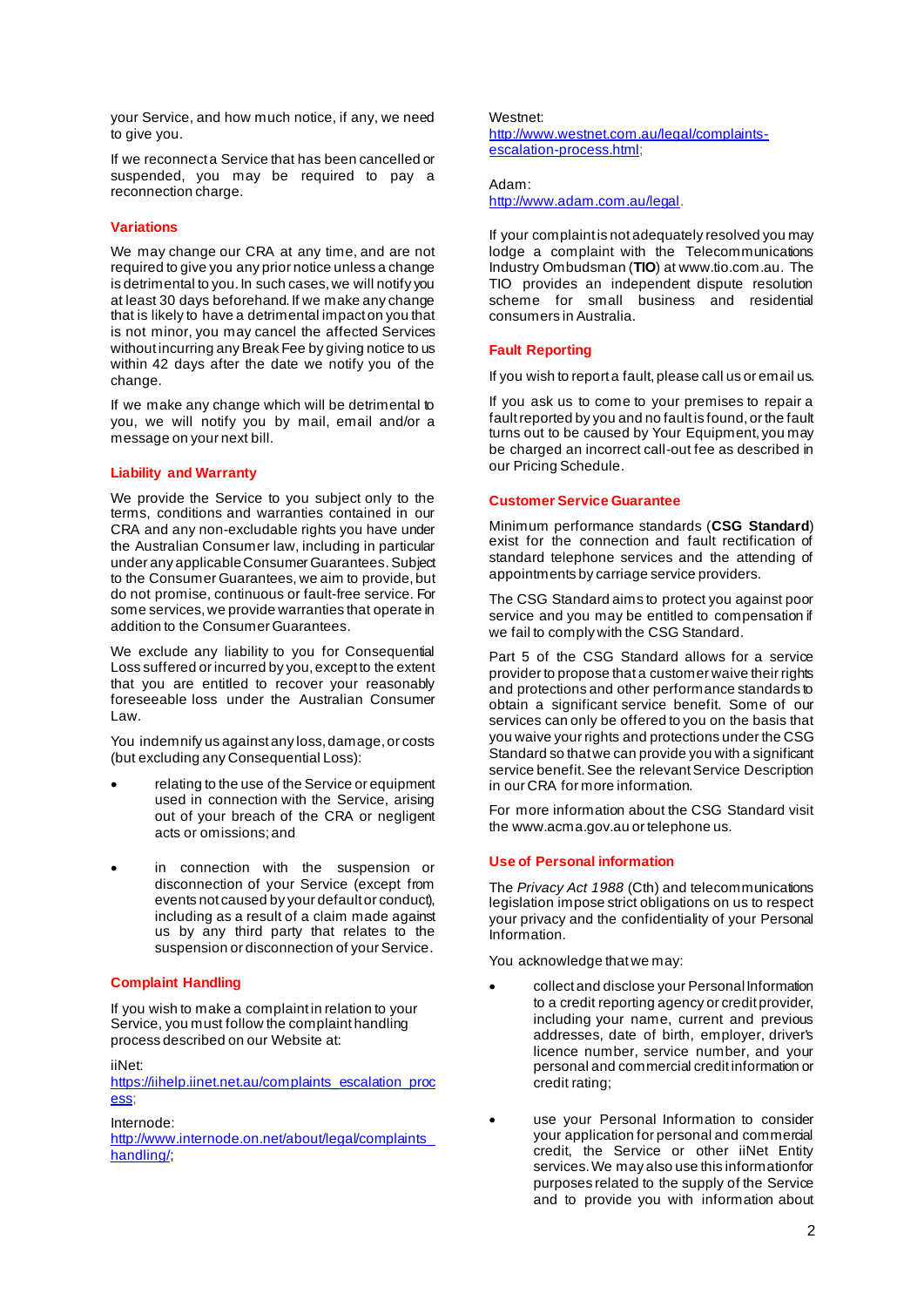your Service, and how much notice, if any, we need to give you.

If we reconnect a Service that has been cancelled or suspended, you may be required to pay a reconnection charge.

## Variations

We may change our CRA at any time, and are not required to give you any prior notice unless a change is detrimental to you. In such cases, we will notify you at least 30 days beforehand. If we make any change that is likely to have a detrimental impact on you that is not minor, you may cancel the affected Services without incurring any Break Fee by giving notice to us within 42 days after the date we notify you of the change.

If we make any change which will be detrimental to you, we will notify you by mail, email and/or a message on your next bill.

## Liability and Warranty

We provide the Service to you subject only to the terms, conditions and warranties contained in our CRA and any non-excludable rights you have under the Australian Consumer law, including in particular under any applicable Consumer Guarantees. Subject to the Consumer Guarantees, we aim to provide, but do not promise, continuous or fault-free service. For some services, we provide warranties that operate in addition to the Consumer Guarantees.

We exclude any liability to you for Consequential Loss suffered or incurred by you, except to the extent that you are entitled to recover your reasonably foreseeable loss under the Australian Consumer Law.

You indemnify us against any loss, damage, or costs (but excluding any Consequential Loss):

- relating to the use of the Service or equipment used in connection with the Service, arising out of your breach of the CRA or negligent acts or omissions; and
- in connection with the suspension or disconnection of your Service (except from events not caused by your default or conduct), including as a result of a claim made against us by any third party that relates to the suspension or disconnection of your Service.

## Complaint Handling

If you wish to make a complaint in relation to your Service, you must follow the complaint handling process described on our Website at:

iiNet:
https://iihelp.iinet.net.au/complaints_escalation_process;

Internode:
http://www.internode.on.net/about/legal/complaints_handling/;

Westnet:
http://www.westnet.com.au/legal/complaints-escalation-process.html;

Adam:
http://www.adam.com.au/legal.

If your complaint is not adequately resolved you may lodge a complaint with the Telecommunications Industry Ombudsman (**TIO**) at www.tio.com.au. The TIO provides an independent dispute resolution scheme for small business and residential consumers in Australia.

## Fault Reporting

If you wish to report a fault, please call us or email us.

If you ask us to come to your premises to repair a fault reported by you and no fault is found, or the fault turns out to be caused by Your Equipment, you may be charged an incorrect call-out fee as described in our Pricing Schedule.

## Customer Service Guarantee

Minimum performance standards (**CSG Standard**) exist for the connection and fault rectification of standard telephone services and the attending of appointments by carriage service providers.

The CSG Standard aims to protect you against poor service and you may be entitled to compensation if we fail to comply with the CSG Standard.

Part 5 of the CSG Standard allows for a service provider to propose that a customer waive their rights and protections and other performance standards to obtain a significant service benefit. Some of our services can only be offered to you on the basis that you waive your rights and protections under the CSG Standard so that we can provide you with a significant service benefit. See the relevant Service Description in our CRA for more information.

For more information about the CSG Standard visit the www.acma.gov.au or telephone us.

## Use of Personal information

The *Privacy Act 1988* (Cth) and telecommunications legislation impose strict obligations on us to respect your privacy and the confidentiality of your Personal Information.

You acknowledge that we may:

- collect and disclose your Personal Information to a credit reporting agency or credit provider, including your name, current and previous addresses, date of birth, employer, driver's licence number, service number, and your personal and commercial credit information or credit rating;
- use your Personal Information to consider your application for personal and commercial credit, the Service or other iiNet Entity services. We may also use this information for purposes related to the supply of the Service and to provide you with information about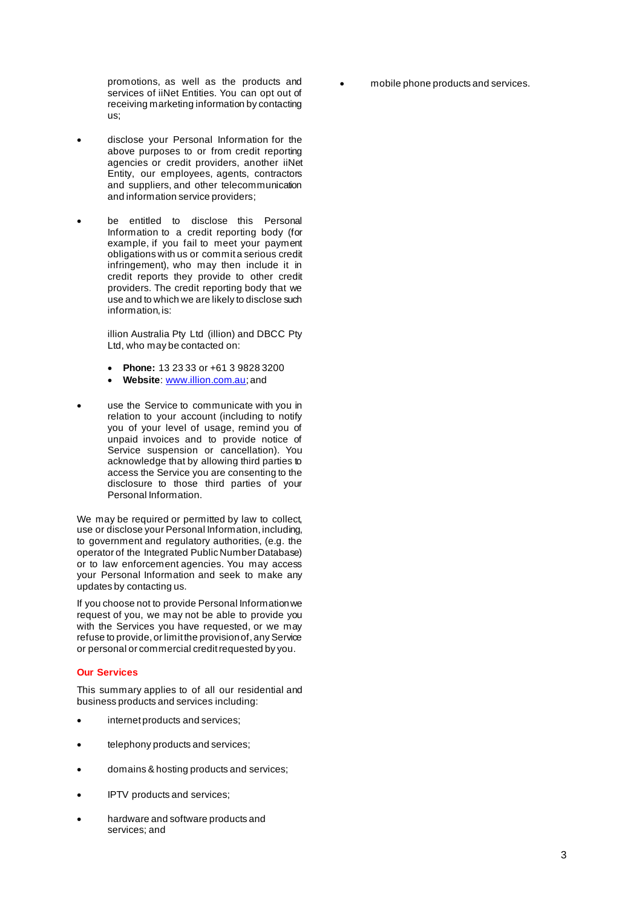promotions, as well as the products and services of iiNet Entities. You can opt out of receiving marketing information by contacting us;

- disclose your Personal Information for the above purposes to or from credit reporting agencies or credit providers, another iiNet Entity, our employees, agents, contractors and suppliers, and other telecommunication and information service providers;

- be entitled to disclose this Personal Information to a credit reporting body (for example, if you fail to meet your payment obligations with us or commit a serious credit infringement), who may then include it in credit reports they provide to other credit providers. The credit reporting body that we use and to which we are likely to disclose such information, is:

  illion Australia Pty Ltd (illion) and DBCC Pty Ltd, who may be contacted on:

  - **Phone:** 13 23 33 or +61 3 9828 3200
  - **Website**: [www.illion.com.au](http://www.illion.com.au); and

- use the Service to communicate with you in relation to your account (including to notify you of your level of usage, remind you of unpaid invoices and to provide notice of Service suspension or cancellation). You acknowledge that by allowing third parties to access the Service you are consenting to the disclosure to those third parties of your Personal Information.

We may be required or permitted by law to collect, use or disclose your Personal Information, including, to government and regulatory authorities, (e.g. the operator of the Integrated Public Number Database) or to law enforcement agencies. You may access your Personal Information and seek to make any updates by contacting us.

If you choose not to provide Personal Information we request of you, we may not be able to provide you with the Services you have requested, or we may refuse to provide, or limit the provision of, any Service or personal or commercial credit requested by you.

## Our Services

This summary applies to of all our residential and business products and services including:

- internet products and services;
- telephony products and services;
- domains & hosting products and services;
- IPTV products and services;
- hardware and software products and services; and
- mobile phone products and services.